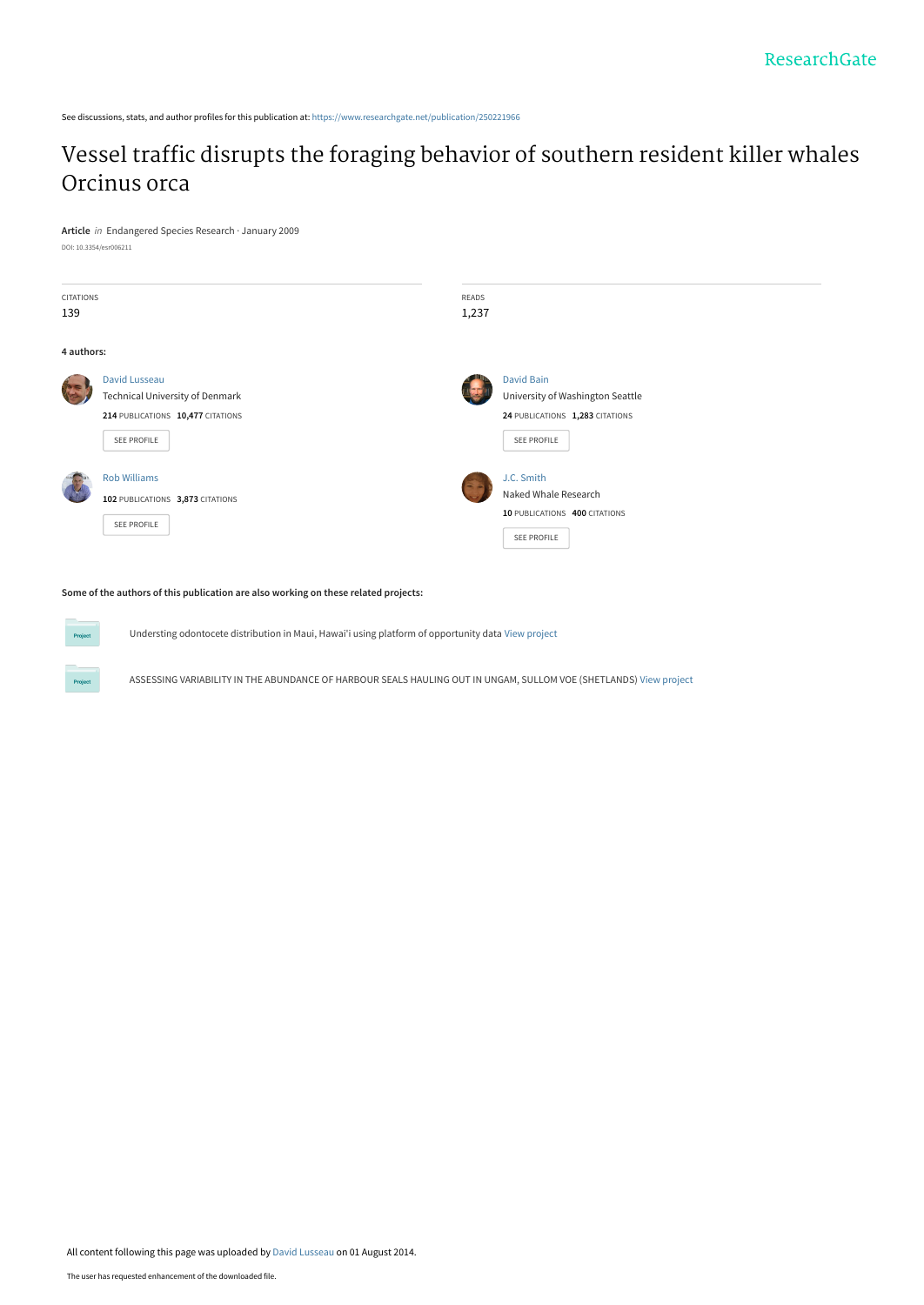ResearchGate

See discussions, stats, and author profiles for this publication at: https://www.researchgate.net/publication/250221966

# Vessel traffic disrupts the foraging behavior of southern resident killer whales Orcinus orca

**Article** *in* Endangered Species Research · January 2009

DOI: 10.3354/esr006211

| CITATIONS | READS |
| --- | --- |
| 139 | 1,237 |

**4 authors:**

**David Lusseau**
Technical University of Denmark
**214** PUBLICATIONS **10,477** CITATIONS
SEE PROFILE

**David Bain**
University of Washington Seattle
**24** PUBLICATIONS **1,283** CITATIONS
SEE PROFILE

**Rob Williams**
**102** PUBLICATIONS **3,873** CITATIONS
SEE PROFILE

**J.C. Smith**
Naked Whale Research
**10** PUBLICATIONS **400** CITATIONS
SEE PROFILE

**Some of the authors of this publication are also working on these related projects:**

Project: Understing odontocete distribution in Maui, Hawai'i using platform of opportunity data View project

Project: ASSESSING VARIABILITY IN THE ABUNDANCE OF HARBOUR SEALS HAULING OUT IN UNGAM, SULLOM VOE (SHETLANDS) View project

All content following this page was uploaded by David Lusseau on 01 August 2014.

The user has requested enhancement of the downloaded file.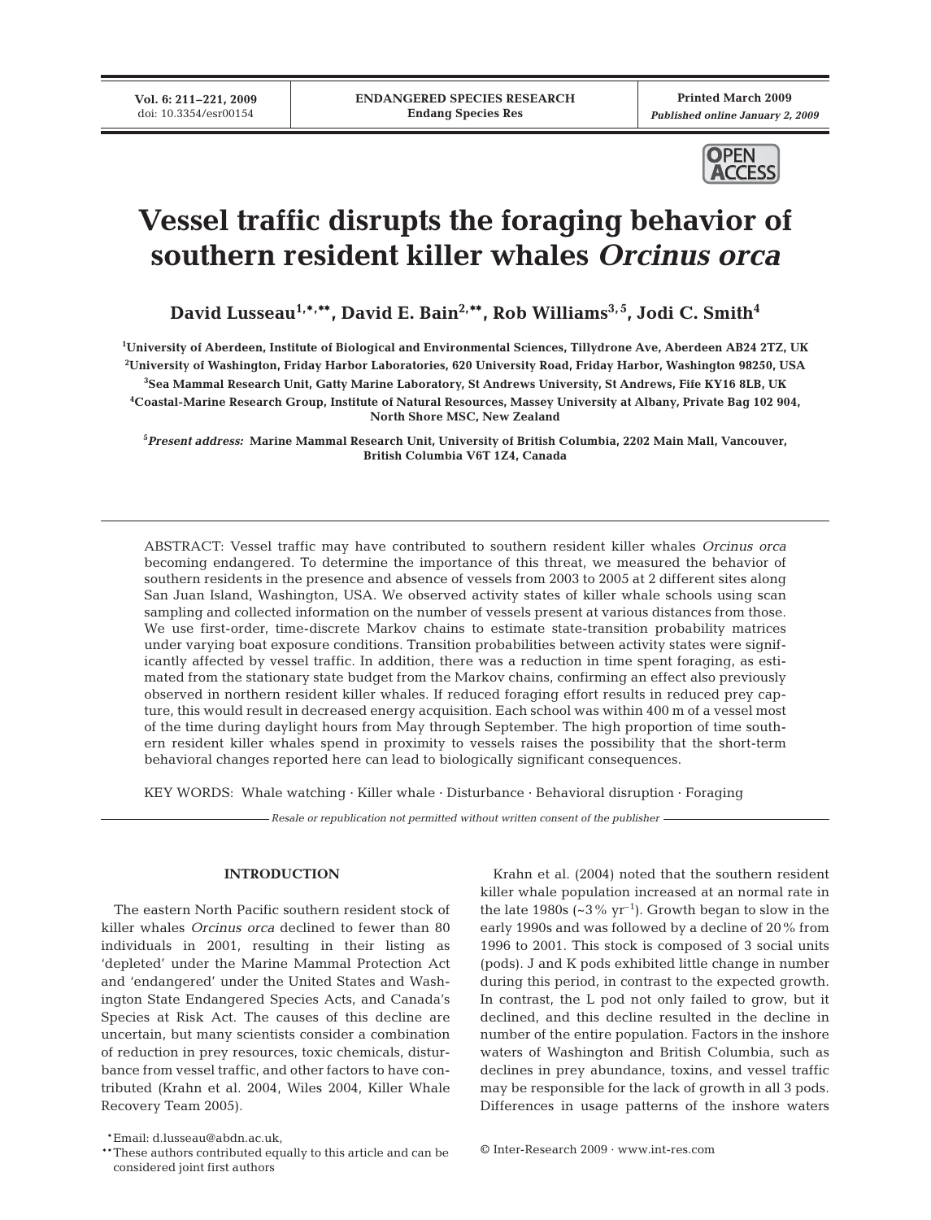# Vessel traffic disrupts the foraging behavior of southern resident killer whales *Orcinus orca*

**David Lusseau[1,*,**], David E. Bain[2,**], Rob Williams[3,5], Jodi C. Smith[4]**

[1]University of Aberdeen, Institute of Biological and Environmental Sciences, Tillydrone Ave, Aberdeen AB24 2TZ, UK
[2]University of Washington, Friday Harbor Laboratories, 620 University Road, Friday Harbor, Washington 98250, USA
[3]Sea Mammal Research Unit, Gatty Marine Laboratory, St Andrews University, St Andrews, Fife KY16 8LB, UK
[4]Coastal-Marine Research Group, Institute of Natural Resources, Massey University at Albany, Private Bag 102 904, North Shore MSC, New Zealand

[5]*Present address:* Marine Mammal Research Unit, University of British Columbia, 2202 Main Mall, Vancouver, British Columbia V6T 1Z4, Canada

ABSTRACT: Vessel traffic may have contributed to southern resident killer whales *Orcinus orca* becoming endangered. To determine the importance of this threat, we measured the behavior of southern residents in the presence and absence of vessels from 2003 to 2005 at 2 different sites along San Juan Island, Washington, USA. We observed activity states of killer whale schools using scan sampling and collected information on the number of vessels present at various distances from those. We use first-order, time-discrete Markov chains to estimate state-transition probability matrices under varying boat exposure conditions. Transition probabilities between activity states were significantly affected by vessel traffic. In addition, there was a reduction in time spent foraging, as estimated from the stationary state budget from the Markov chains, confirming an effect also previously observed in northern resident killer whales. If reduced foraging effort results in reduced prey capture, this would result in decreased energy acquisition. Each school was within 400 m of a vessel most of the time during daylight hours from May through September. The high proportion of time southern resident killer whales spend in proximity to vessels raises the possibility that the short-term behavioral changes reported here can lead to biologically significant consequences.

KEY WORDS: Whale watching · Killer whale · Disturbance · Behavioral disruption · Foraging

*Resale or republication not permitted without written consent of the publisher*

## INTRODUCTION

The eastern North Pacific southern resident stock of killer whales *Orcinus orca* declined to fewer than 80 individuals in 2001, resulting in their listing as 'depleted' under the Marine Mammal Protection Act and 'endangered' under the United States and Washington State Endangered Species Acts, and Canada's Species at Risk Act. The causes of this decline are uncertain, but many scientists consider a combination of reduction in prey resources, toxic chemicals, disturbance from vessel traffic, and other factors to have contributed (Krahn et al. 2004, Wiles 2004, Killer Whale Recovery Team 2005).

Krahn et al. (2004) noted that the southern resident killer whale population increased at an normal rate in the late 1980s (~3% $yr^{-1}$). Growth began to slow in the early 1990s and was followed by a decline of 20% from 1996 to 2001. This stock is composed of 3 social units (pods). J and K pods exhibited little change in number during this period, in contrast to the expected growth. In contrast, the L pod not only failed to grow, but it declined, and this decline resulted in the decline in number of the entire population. Factors in the inshore waters of Washington and British Columbia, such as declines in prey abundance, toxins, and vessel traffic may be responsible for the lack of growth in all 3 pods. Differences in usage patterns of the inshore waters

*Email: d.lusseau@abdn.ac.uk,

**These authors contributed equally to this article and can be considered joint first authors

© Inter-Research 2009 · www.int-res.com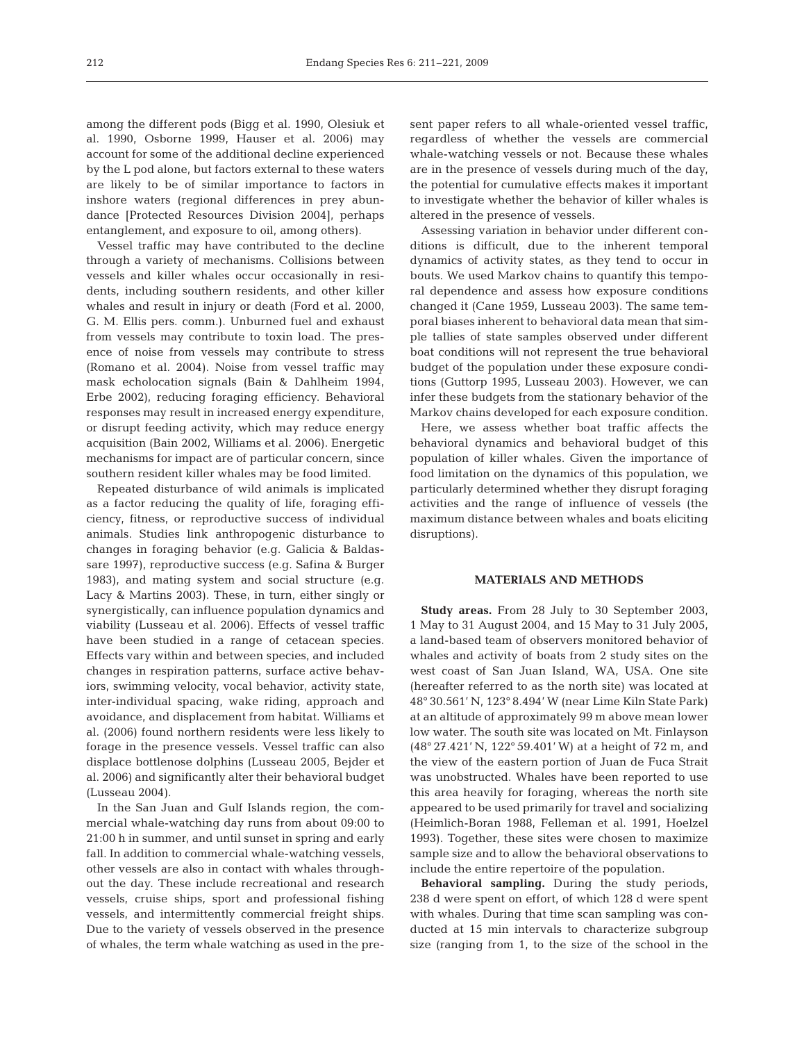among the different pods (Bigg et al. 1990, Olesiuk et al. 1990, Osborne 1999, Hauser et al. 2006) may account for some of the additional decline experienced by the L pod alone, but factors external to these waters are likely to be of similar importance to factors in inshore waters (regional differences in prey abundance [Protected Resources Division 2004], perhaps entanglement, and exposure to oil, among others).

Vessel traffic may have contributed to the decline through a variety of mechanisms. Collisions between vessels and killer whales occur occasionally in residents, including southern residents, and other killer whales and result in injury or death (Ford et al. 2000, G. M. Ellis pers. comm.). Unburned fuel and exhaust from vessels may contribute to toxin load. The presence of noise from vessels may contribute to stress (Romano et al. 2004). Noise from vessel traffic may mask echolocation signals (Bain & Dahlheim 1994, Erbe 2002), reducing foraging efficiency. Behavioral responses may result in increased energy expenditure, or disrupt feeding activity, which may reduce energy acquisition (Bain 2002, Williams et al. 2006). Energetic mechanisms for impact are of particular concern, since southern resident killer whales may be food limited.

Repeated disturbance of wild animals is implicated as a factor reducing the quality of life, foraging efficiency, fitness, or reproductive success of individual animals. Studies link anthropogenic disturbance to changes in foraging behavior (e.g. Galicia & Baldassare 1997), reproductive success (e.g. Safina & Burger 1983), and mating system and social structure (e.g. Lacy & Martins 2003). These, in turn, either singly or synergistically, can influence population dynamics and viability (Lusseau et al. 2006). Effects of vessel traffic have been studied in a range of cetacean species. Effects vary within and between species, and included changes in respiration patterns, surface active behaviors, swimming velocity, vocal behavior, activity state, inter-individual spacing, wake riding, approach and avoidance, and displacement from habitat. Williams et al. (2006) found northern residents were less likely to forage in the presence vessels. Vessel traffic can also displace bottlenose dolphins (Lusseau 2005, Bejder et al. 2006) and significantly alter their behavioral budget (Lusseau 2004).

In the San Juan and Gulf Islands region, the commercial whale-watching day runs from about 09:00 to 21:00 h in summer, and until sunset in spring and early fall. In addition to commercial whale-watching vessels, other vessels are also in contact with whales throughout the day. These include recreational and research vessels, cruise ships, sport and professional fishing vessels, and intermittently commercial freight ships. Due to the variety of vessels observed in the presence of whales, the term whale watching as used in the present paper refers to all whale-oriented vessel traffic, regardless of whether the vessels are commercial whale-watching vessels or not. Because these whales are in the presence of vessels during much of the day, the potential for cumulative effects makes it important to investigate whether the behavior of killer whales is altered in the presence of vessels.

Assessing variation in behavior under different conditions is difficult, due to the inherent temporal dynamics of activity states, as they tend to occur in bouts. We used Markov chains to quantify this temporal dependence and assess how exposure conditions changed it (Cane 1959, Lusseau 2003). The same temporal biases inherent to behavioral data mean that simple tallies of state samples observed under different boat conditions will not represent the true behavioral budget of the population under these exposure conditions (Guttorp 1995, Lusseau 2003). However, we can infer these budgets from the stationary behavior of the Markov chains developed for each exposure condition.

Here, we assess whether boat traffic affects the behavioral dynamics and behavioral budget of this population of killer whales. Given the importance of food limitation on the dynamics of this population, we particularly determined whether they disrupt foraging activities and the range of influence of vessels (the maximum distance between whales and boats eliciting disruptions).

## MATERIALS AND METHODS

**Study areas.** From 28 July to 30 September 2003, 1 May to 31 August 2004, and 15 May to 31 July 2005, a land-based team of observers monitored behavior of whales and activity of boats from 2 study sites on the west coast of San Juan Island, WA, USA. One site (hereafter referred to as the north site) was located at 48° 30.561' N, 123° 8.494' W (near Lime Kiln State Park) at an altitude of approximately 99 m above mean lower low water. The south site was located on Mt. Finlayson (48° 27.421' N, 122° 59.401' W) at a height of 72 m, and the view of the eastern portion of Juan de Fuca Strait was unobstructed. Whales have been reported to use this area heavily for foraging, whereas the north site appeared to be used primarily for travel and socializing (Heimlich-Boran 1988, Felleman et al. 1991, Hoelzel 1993). Together, these sites were chosen to maximize sample size and to allow the behavioral observations to include the entire repertoire of the population.

**Behavioral sampling.** During the study periods, 238 d were spent on effort, of which 128 d were spent with whales. During that time scan sampling was conducted at 15 min intervals to characterize subgroup size (ranging from 1, to the size of the school in the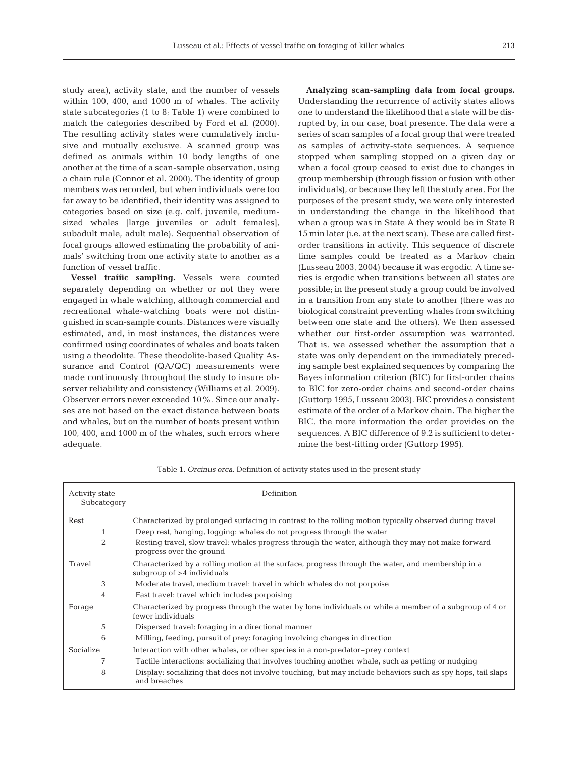study area), activity state, and the number of vessels within 100, 400, and 1000 m of whales. The activity state subcategories (1 to 8; Table 1) were combined to match the categories described by Ford et al. (2000). The resulting activity states were cumulatively inclusive and mutually exclusive. A scanned group was defined as animals within 10 body lengths of one another at the time of a scan-sample observation, using a chain rule (Connor et al. 2000). The identity of group members was recorded, but when individuals were too far away to be identified, their identity was assigned to categories based on size (e.g. calf, juvenile, medium-sized whales [large juveniles or adult females], subadult male, adult male). Sequential observation of focal groups allowed estimating the probability of animals' switching from one activity state to another as a function of vessel traffic.

**Vessel traffic sampling.** Vessels were counted separately depending on whether or not they were engaged in whale watching, although commercial and recreational whale-watching boats were not distinguished in scan-sample counts. Distances were visually estimated, and, in most instances, the distances were confirmed using coordinates of whales and boats taken using a theodolite. These theodolite-based Quality Assurance and Control (QA/QC) measurements were made continuously throughout the study to insure observer reliability and consistency (Williams et al. 2009). Observer errors never exceeded 10%. Since our analyses are not based on the exact distance between boats and whales, but on the number of boats present within 100, 400, and 1000 m of the whales, such errors where adequate.

**Analyzing scan-sampling data from focal groups.** Understanding the recurrence of activity states allows one to understand the likelihood that a state will be disrupted by, in our case, boat presence. The data were a series of scan samples of a focal group that were treated as samples of activity-state sequences. A sequence stopped when sampling stopped on a given day or when a focal group ceased to exist due to changes in group membership (through fission or fusion with other individuals), or because they left the study area. For the purposes of the present study, we were only interested in understanding the change in the likelihood that when a group was in State A they would be in State B 15 min later (i.e. at the next scan). These are called first-order transitions in activity. This sequence of discrete time samples could be treated as a Markov chain (Lusseau 2003, 2004) because it was ergodic. A time series is ergodic when transitions between all states are possible; in the present study a group could be involved in a transition from any state to another (there was no biological constraint preventing whales from switching between one state and the others). We then assessed whether our first-order assumption was warranted. That is, we assessed whether the assumption that a state was only dependent on the immediately preceding sample best explained sequences by comparing the Bayes information criterion (BIC) for first-order chains to BIC for zero-order chains and second-order chains (Guttorp 1995, Lusseau 2003). BIC provides a consistent estimate of the order of a Markov chain. The higher the BIC, the more information the order provides on the sequences. A BIC difference of 9.2 is sufficient to determine the best-fitting order (Guttorp 1995).

Table 1. *Orcinus orca.* Definition of activity states used in the present study

| Activity state<br>Subcategory | Definition |
|---|---|
| Rest | Characterized by prolonged surfacing in contrast to the rolling motion typically observed during travel |
| 1 | Deep rest, hanging, logging: whales do not progress through the water |
| 2 | Resting travel, slow travel: whales progress through the water, although they may not make forward progress over the ground |
| Travel | Characterized by a rolling motion at the surface, progress through the water, and membership in a subgroup of >4 individuals |
| 3 | Moderate travel, medium travel: travel in which whales do not porpoise |
| 4 | Fast travel: travel which includes porpoising |
| Forage | Characterized by progress through the water by lone individuals or while a member of a subgroup of 4 or fewer individuals |
| 5 | Dispersed travel: foraging in a directional manner |
| 6 | Milling, feeding, pursuit of prey: foraging involving changes in direction |
| Socialize | Interaction with other whales, or other species in a non-predator–prey context |
| 7 | Tactile interactions: socializing that involves touching another whale, such as petting or nudging |
| 8 | Display: socializing that does not involve touching, but may include behaviors such as spy hops, tail slaps and breaches |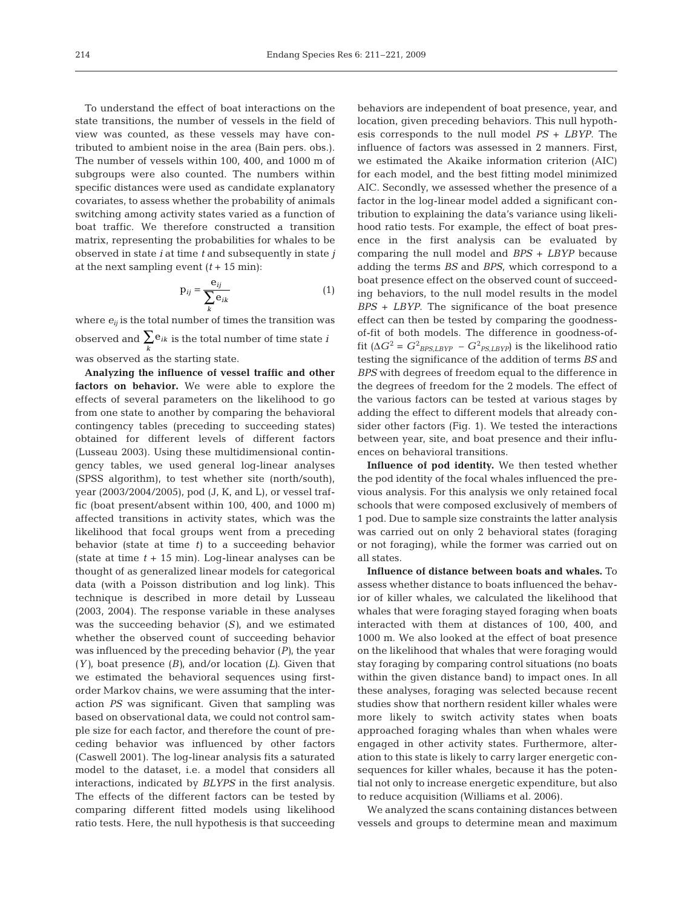To understand the effect of boat interactions on the state transitions, the number of vessels in the field of view was counted, as these vessels may have contributed to ambient noise in the area (Bain pers. obs.). The number of vessels within 100, 400, and 1000 m of subgroups were also counted. The numbers within specific distances were used as candidate explanatory covariates, to assess whether the probability of animals switching among activity states varied as a function of boat traffic. We therefore constructed a transition matrix, representing the probabilities for whales to be observed in state *i* at time *t* and subsequently in state *j* at the next sampling event ($t + 15$ min):

$$p_{ij} = \frac{e_{ij}}{\sum_{k} e_{ik}} \tag{1}$$

where $e_{ij}$ is the total number of times the transition was observed and $\sum_{k} e_{ik}$ is the total number of time state *i* was observed as the starting state.

**Analyzing the influence of vessel traffic and other factors on behavior.** We were able to explore the effects of several parameters on the likelihood to go from one state to another by comparing the behavioral contingency tables (preceding to succeeding states) obtained for different levels of different factors (Lusseau 2003). Using these multidimensional contingency tables, we used general log-linear analyses (SPSS algorithm), to test whether site (north/south), year (2003/2004/2005), pod (J, K, and L), or vessel traffic (boat present/absent within 100, 400, and 1000 m) affected transitions in activity states, which was the likelihood that focal groups went from a preceding behavior (state at time *t*) to a succeeding behavior (state at time $t + 15$ min). Log-linear analyses can be thought of as generalized linear models for categorical data (with a Poisson distribution and log link). This technique is described in more detail by Lusseau (2003, 2004). The response variable in these analyses was the succeeding behavior (*S*), and we estimated whether the observed count of succeeding behavior was influenced by the preceding behavior (*P*), the year (*Y*), boat presence (*B*), and/or location (*L*). Given that we estimated the behavioral sequences using first-order Markov chains, we were assuming that the interaction *PS* was significant. Given that sampling was based on observational data, we could not control sample size for each factor, and therefore the count of preceding behavior was influenced by other factors (Caswell 2001). The log-linear analysis fits a saturated model to the dataset, i.e. a model that considers all interactions, indicated by *BLYPS* in the first analysis. The effects of the different factors can be tested by comparing different fitted models using likelihood ratio tests. Here, the null hypothesis is that succeeding behaviors are independent of boat presence, year, and location, given preceding behaviors. This null hypothesis corresponds to the null model *PS* + *LBYP*. The influence of factors was assessed in 2 manners. First, we estimated the Akaike information criterion (AIC) for each model, and the best fitting model minimized AIC. Secondly, we assessed whether the presence of a factor in the log-linear model added a significant contribution to explaining the data's variance using likelihood ratio tests. For example, the effect of boat presence in the first analysis can be evaluated by comparing the null model and *BPS* + *LBYP* because adding the terms *BS* and *BPS*, which correspond to a boat presence effect on the observed count of succeeding behaviors, to the null model results in the model *BPS* + *LBYP*. The significance of the boat presence effect can then be tested by comparing the goodness-of-fit of both models. The difference in goodness-of-fit ($\Delta G^2 = G^2_{BPS,LBYP} - G^2_{PS,LBYP}$) is the likelihood ratio testing the significance of the addition of terms *BS* and *BPS* with degrees of freedom equal to the difference in the degrees of freedom for the 2 models. The effect of the various factors can be tested at various stages by adding the effect to different models that already consider other factors (Fig. 1). We tested the interactions between year, site, and boat presence and their influences on behavioral transitions.

**Influence of pod identity.** We then tested whether the pod identity of the focal whales influenced the previous analysis. For this analysis we only retained focal schools that were composed exclusively of members of 1 pod. Due to sample size constraints the latter analysis was carried out on only 2 behavioral states (foraging or not foraging), while the former was carried out on all states.

**Influence of distance between boats and whales.** To assess whether distance to boats influenced the behavior of killer whales, we calculated the likelihood that whales that were foraging stayed foraging when boats interacted with them at distances of 100, 400, and 1000 m. We also looked at the effect of boat presence on the likelihood that whales that were foraging would stay foraging by comparing control situations (no boats within the given distance band) to impact ones. In all these analyses, foraging was selected because recent studies show that northern resident killer whales were more likely to switch activity states when boats approached foraging whales than when whales were engaged in other activity states. Furthermore, alteration to this state is likely to carry larger energetic consequences for killer whales, because it has the potential not only to increase energetic expenditure, but also to reduce acquisition (Williams et al. 2006).

We analyzed the scans containing distances between vessels and groups to determine mean and maximum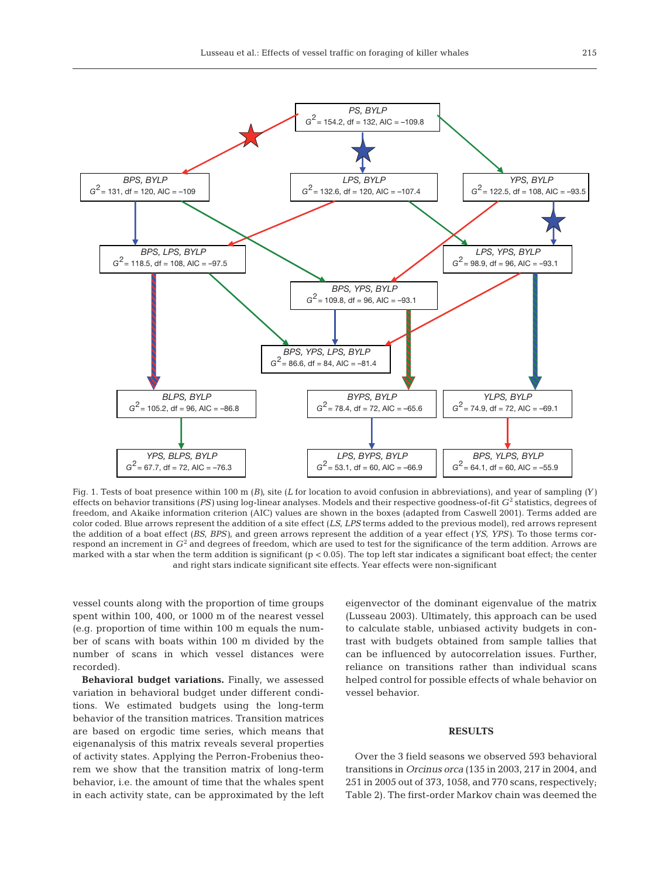Fig. 1. Tests of boat presence within 100 m (*B*), site (*L* for location to avoid confusion in abbreviations), and year of sampling (*Y*) effects on behavior transitions (*PS*) using log-linear analyses. Models and their respective goodness-of-fit $G^2$ statistics, degrees of freedom, and Akaike information criterion (AIC) values are shown in the boxes (adapted from Caswell 2001). Terms added are color coded. Blue arrows represent the addition of a site effect (*LS*, *LPS* terms added to the previous model), red arrows represent the addition of a boat effect (*BS*, *BPS*), and green arrows represent the addition of a year effect (*YS*, *YPS*). To those terms correspond an increment in $G^2$ and degrees of freedom, which are used to test for the significance of the term addition. Arrows are marked with a star when the term addition is significant ($p < 0.05$). The top left star indicates a significant boat effect; the center and right stars indicate significant site effects. Year effects were non-significant

vessel counts along with the proportion of time groups spent within 100, 400, or 1000 m of the nearest vessel (e.g. proportion of time within 100 m equals the number of scans with boats within 100 m divided by the number of scans in which vessel distances were recorded).

**Behavioral budget variations.** Finally, we assessed variation in behavioral budget under different conditions. We estimated budgets using the long-term behavior of the transition matrices. Transition matrices are based on ergodic time series, which means that eigenanalysis of this matrix reveals several properties of activity states. Applying the Perron-Frobenius theorem we show that the transition matrix of long-term behavior, i.e. the amount of time that the whales spent in each activity state, can be approximated by the left eigenvector of the dominant eigenvalue of the matrix (Lusseau 2003). Ultimately, this approach can be used to calculate stable, unbiased activity budgets in contrast with budgets obtained from sample tallies that can be influenced by autocorrelation issues. Further, reliance on transitions rather than individual scans helped control for possible effects of whale behavior on vessel behavior.

## RESULTS

Over the 3 field seasons we observed 593 behavioral transitions in *Orcinus orca* (135 in 2003, 217 in 2004, and 251 in 2005 out of 373, 1058, and 770 scans, respectively; Table 2). The first-order Markov chain was deemed the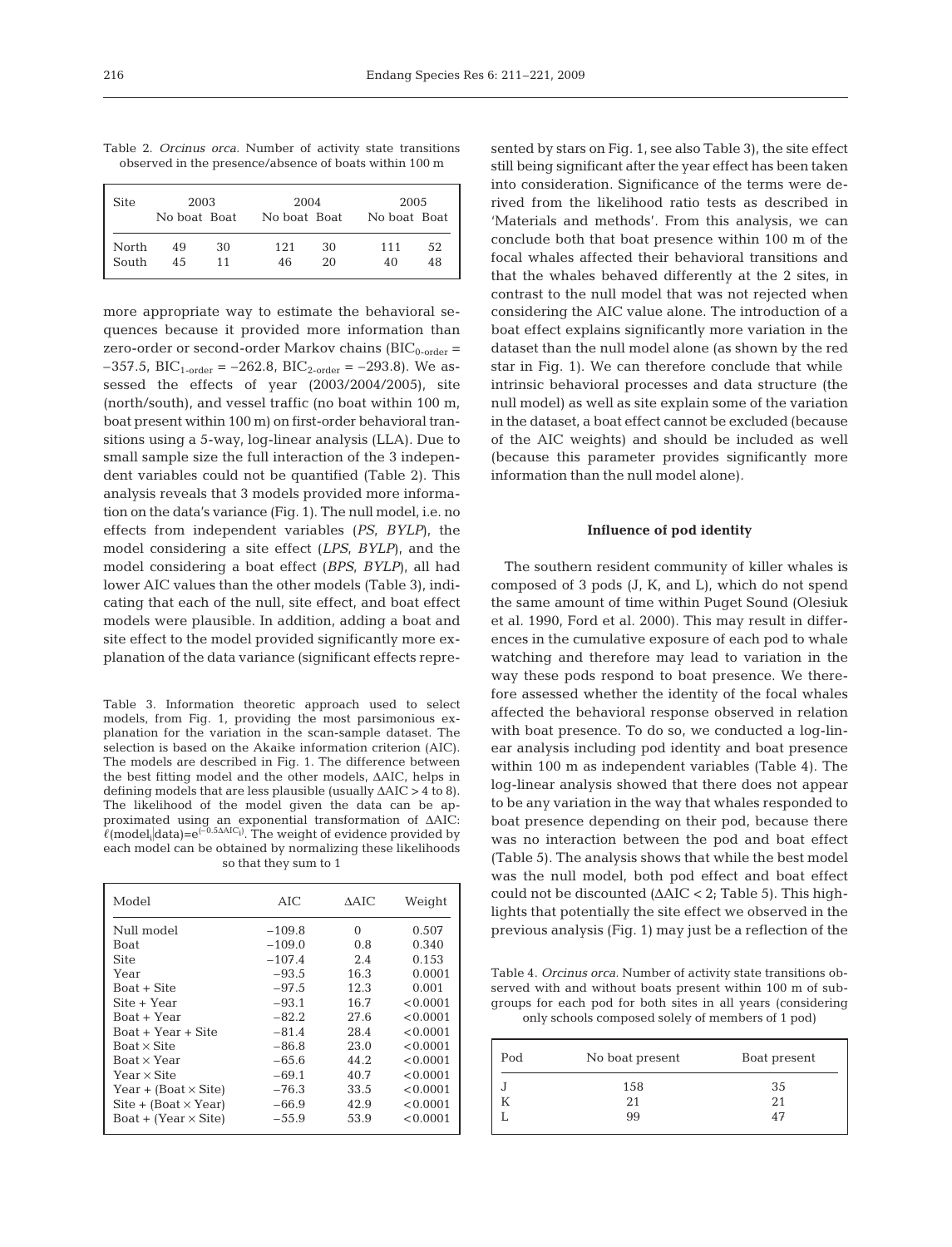Table 2. *Orcinus orca*. Number of activity state transitions observed in the presence/absence of boats within 100 m

| Site | 2003 | | 2004 | | 2005 | |
|---|---|---|---|---|---|---|
| | No boat | Boat | No boat | Boat | No boat | Boat |
| North | 49 | 30 | 121 | 30 | 111 | 52 |
| South | 45 | 11 | 46 | 20 | 40 | 48 |

more appropriate way to estimate the behavioral sequences because it provided more information than zero-order or second-order Markov chains ($BIC_{0\text{-order}} = -357.5$, $BIC_{1\text{-order}} = -262.8$, $BIC_{2\text{-order}} = -293.8$). We assessed the effects of year (2003/2004/2005), site (north/south), and vessel traffic (no boat within 100 m, boat present within 100 m) on first-order behavioral transitions using a 5-way, log-linear analysis (LLA). Due to small sample size the full interaction of the 3 independent variables could not be quantified (Table 2). This analysis reveals that 3 models provided more information on the data's variance (Fig. 1). The null model, i.e. no effects from independent variables (*PS*, *BYLP*), the model considering a site effect (*LPS*, *BYLP*), and the model considering a boat effect (*BPS*, *BYLP*), all had lower AIC values than the other models (Table 3), indicating that each of the null, site effect, and boat effect models were plausible. In addition, adding a boat and site effect to the model provided significantly more explanation of the data variance (significant effects represented by stars on Fig. 1, see also Table 3), the site effect still being significant after the year effect has been taken into consideration. Significance of the terms were derived from the likelihood ratio tests as described in 'Materials and methods'. From this analysis, we can conclude both that boat presence within 100 m of the focal whales affected their behavioral transitions and that the whales behaved differently at the 2 sites, in contrast to the null model that was not rejected when considering the AIC value alone. The introduction of a boat effect explains significantly more variation in the dataset than the null model alone (as shown by the red star in Fig. 1). We can therefore conclude that while intrinsic behavioral processes and data structure (the null model) as well as site explain some of the variation in the dataset, a boat effect cannot be excluded (because of the AIC weights) and should be included as well (because this parameter provides significantly more information than the null model alone).

Table 3. Information theoretic approach used to select models, from Fig. 1, providing the most parsimonious explanation for the variation in the scan-sample dataset. The selection is based on the Akaike information criterion (AIC). The models are described in Fig. 1. The difference between the best fitting model and the other models, ΔAIC, helps in defining models that are less plausible (usually ΔAIC > 4 to 8). The likelihood of the model given the data can be approximated using an exponential transformation of ΔAIC: $\ell(\text{model}_i|\text{data}) = e^{(-0.5\Delta AIC_i)}$. The weight of evidence provided by each model can be obtained by normalizing these likelihoods so that they sum to 1

| Model | AIC | ΔAIC | Weight |
|---|---|---|---|
| Null model | −109.8 | 0 | 0.507 |
| Boat | −109.0 | 0.8 | 0.340 |
| Site | −107.4 | 2.4 | 0.153 |
| Year | −93.5 | 16.3 | 0.0001 |
| Boat + Site | −97.5 | 12.3 | 0.001 |
| Site + Year | −93.1 | 16.7 | <0.0001 |
| Boat + Year | −82.2 | 27.6 | <0.0001 |
| Boat + Year + Site | −81.4 | 28.4 | <0.0001 |
| Boat × Site | −86.8 | 23.0 | <0.0001 |
| Boat × Year | −65.6 | 44.2 | <0.0001 |
| Year × Site | −69.1 | 40.7 | <0.0001 |
| Year + (Boat × Site) | −76.3 | 33.5 | <0.0001 |
| Site + (Boat × Year) | −66.9 | 42.9 | <0.0001 |
| Boat + (Year × Site) | −55.9 | 53.9 | <0.0001 |

### Influence of pod identity

The southern resident community of killer whales is composed of 3 pods (J, K, and L), which do not spend the same amount of time within Puget Sound (Olesiuk et al. 1990, Ford et al. 2000). This may result in differences in the cumulative exposure of each pod to whale watching and therefore may lead to variation in the way these pods respond to boat presence. We therefore assessed whether the identity of the focal whales affected the behavioral response observed in relation with boat presence. To do so, we conducted a log-linear analysis including pod identity and boat presence within 100 m as independent variables (Table 4). The log-linear analysis showed that there does not appear to be any variation in the way that whales responded to boat presence depending on their pod, because there was no interaction between the pod and boat effect (Table 5). The analysis shows that while the best model was the null model, both pod effect and boat effect could not be discounted (ΔAIC < 2; Table 5). This highlights that potentially the site effect we observed in the previous analysis (Fig. 1) may just be a reflection of the

Table 4. *Orcinus orca*. Number of activity state transitions observed with and without boats present within 100 m of subgroups for each pod for both sites in all years (considering only schools composed solely of members of 1 pod)

| Pod | No boat present | Boat present |
|---|---|---|
| J | 158 | 35 |
| K | 21 | 21 |
| L | 99 | 47 |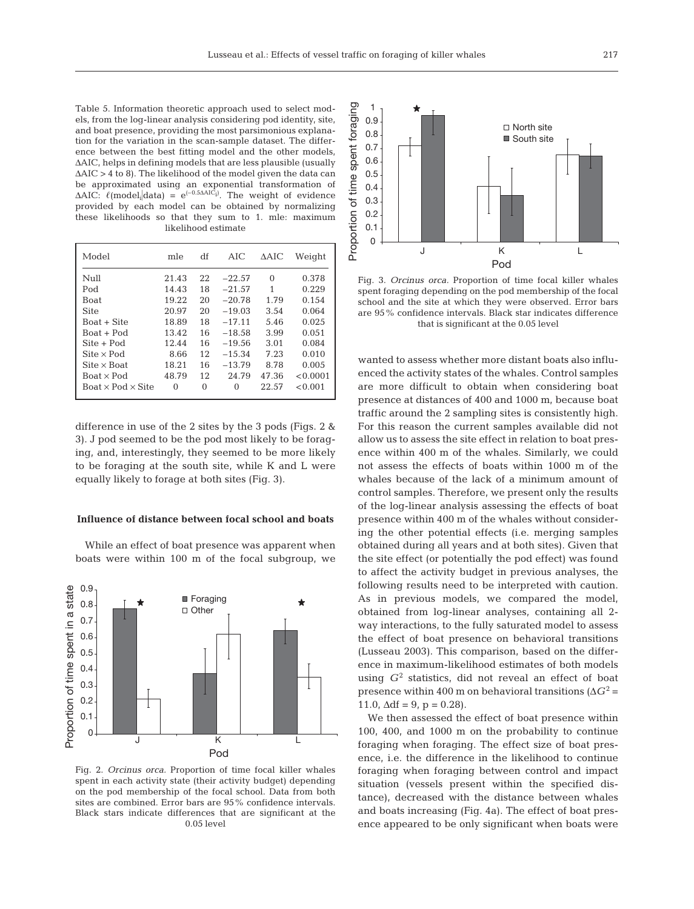Table 5. Information theoretic approach used to select models, from the log-linear analysis considering pod identity, site, and boat presence, providing the most parsimonious explanation for the variation in the scan-sample dataset. The difference between the best fitting model and the other models, ΔAIC, helps in defining models that are less plausible (usually ΔAIC > 4 to 8). The likelihood of the model given the data can be approximated using an exponential transformation of ΔAIC: $\ell(\text{model}_i|\text{data}) = e^{(-0.5\Delta AIC_i)}$. The weight of evidence provided by each model can be obtained by normalizing these likelihoods so that they sum to 1. mle: maximum likelihood estimate

| Model | mle | df | AIC | ΔAIC | Weight |
|---|---|---|---|---|---|
| Null | 21.43 | 22 | −22.57 | 0 | 0.378 |
| Pod | 14.43 | 18 | −21.57 | 1 | 0.229 |
| Boat | 19.22 | 20 | −20.78 | 1.79 | 0.154 |
| Site | 20.97 | 20 | −19.03 | 3.54 | 0.064 |
| Boat + Site | 18.89 | 18 | −17.11 | 5.46 | 0.025 |
| Boat + Pod | 13.42 | 16 | −18.58 | 3.99 | 0.051 |
| Site + Pod | 12.44 | 16 | −19.56 | 3.01 | 0.084 |
| Site × Pod | 8.66 | 12 | −15.34 | 7.23 | 0.010 |
| Site × Boat | 18.21 | 16 | −13.79 | 8.78 | 0.005 |
| Boat × Pod | 48.79 | 12 | 24.79 | 47.36 | <0.0001 |
| Boat × Pod × Site | 0 | 0 | 0 | 22.57 | <0.001 |

difference in use of the 2 sites by the 3 pods (Figs. 2 & 3). J pod seemed to be the pod most likely to be foraging, and, interestingly, they seemed to be more likely to be foraging at the south site, while K and L were equally likely to forage at both sites (Fig. 3).

### Influence of distance between focal school and boats

While an effect of boat presence was apparent when boats were within 100 m of the focal subgroup, we wanted to assess whether more distant boats also influenced the activity states of the whales. Control samples are more difficult to obtain when considering boat presence at distances of 400 and 1000 m, because boat traffic around the 2 sampling sites is consistently high. For this reason the current samples available did not allow us to assess the site effect in relation to boat presence within 400 m of the whales. Similarly, we could not assess the effects of boats within 1000 m of the whales because of the lack of a minimum amount of control samples. Therefore, we present only the results of the log-linear analysis assessing the effects of boat presence within 400 m of the whales without considering the other potential effects (i.e. merging samples obtained during all years and at both sites). Given that the site effect (or potentially the pod effect) was found to affect the activity budget in previous analyses, the following results need to be interpreted with caution. As in previous models, we compared the model, obtained from log-linear analyses, containing all 2-way interactions, to the fully saturated model to assess the effect of boat presence on behavioral transitions (Lusseau 2003). This comparison, based on the difference in maximum-likelihood estimates of both models using $G^2$ statistics, did not reveal an effect of boat presence within 400 m on behavioral transitions ($\Delta G^2 = 11.0$, $\Delta df = 9$, $p = 0.28$).

We then assessed the effect of boat presence within 100, 400, and 1000 m on the probability to continue foraging when foraging. The effect size of boat presence, i.e. the difference in the likelihood to continue foraging when foraging between control and impact situation (vessels present within the specified distance), decreased with the distance between whales and boats increasing (Fig. 4a). The effect of boat presence appeared to be only significant when boats were

Fig. 2. *Orcinus orca*. Proportion of time focal killer whales spent in each activity state (their activity budget) depending on the pod membership of the focal school. Data from both sites are combined. Error bars are 95% confidence intervals. Black stars indicate differences that are significant at the 0.05 level

Fig. 3. *Orcinus orca*. Proportion of time focal killer whales spent foraging depending on the pod membership of the focal school and the site at which they were observed. Error bars are 95% confidence intervals. Black star indicates difference that is significant at the 0.05 level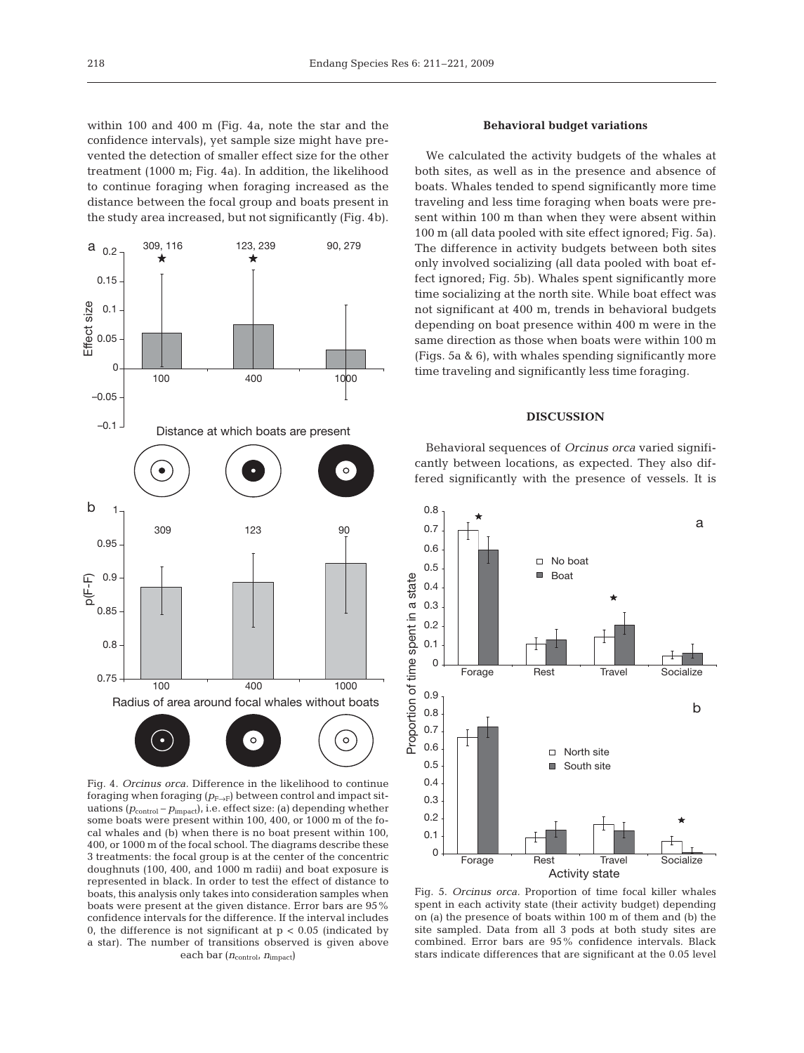within 100 and 400 m (Fig. 4a, note the star and the confidence intervals), yet sample size might have prevented the detection of smaller effect size for the other treatment (1000 m; Fig. 4a). In addition, the likelihood to continue foraging when foraging increased as the distance between the focal group and boats present in the study area increased, but not significantly (Fig. 4b).

Fig. 4. *Orcinus orca*. Difference in the likelihood to continue foraging when foraging ($p_{F \to F}$) between control and impact situations ($p_{control} - p_{impact}$), i.e. effect size: (a) depending whether some boats were present within 100, 400, or 1000 m of the focal whales and (b) when there is no boat present within 100, 400, or 1000 m of the focal school. The diagrams describe these 3 treatments: the focal group is at the center of the concentric doughnuts (100, 400, and 1000 m radii) and boat exposure is represented in black. In order to test the effect of distance to boats, this analysis only takes into consideration samples when boats were present at the given distance. Error bars are 95% confidence intervals for the difference. If the interval includes 0, the difference is not significant at p < 0.05 (indicated by a star). The number of transitions observed is given above each bar ($n_{control}$, $n_{impact}$)

### Behavioral budget variations

We calculated the activity budgets of the whales at both sites, as well as in the presence and absence of boats. Whales tended to spend significantly more time traveling and less time foraging when boats were present within 100 m than when they were absent within 100 m (all data pooled with site effect ignored; Fig. 5a). The difference in activity budgets between both sites only involved socializing (all data pooled with boat effect ignored; Fig. 5b). Whales spent significantly more time socializing at the north site. While boat effect was not significant at 400 m, trends in behavioral budgets depending on boat presence within 400 m were in the same direction as those when boats were within 100 m (Figs. 5a & 6), with whales spending significantly more time traveling and significantly less time foraging.

## DISCUSSION

Behavioral sequences of *Orcinus orca* varied significantly between locations, as expected. They also differed significantly with the presence of vessels. It is

Fig. 5. *Orcinus orca*. Proportion of time focal killer whales spent in each activity state (their activity budget) depending on (a) the presence of boats within 100 m of them and (b) the site sampled. Data from all 3 pods at both study sites are combined. Error bars are 95% confidence intervals. Black stars indicate differences that are significant at the 0.05 level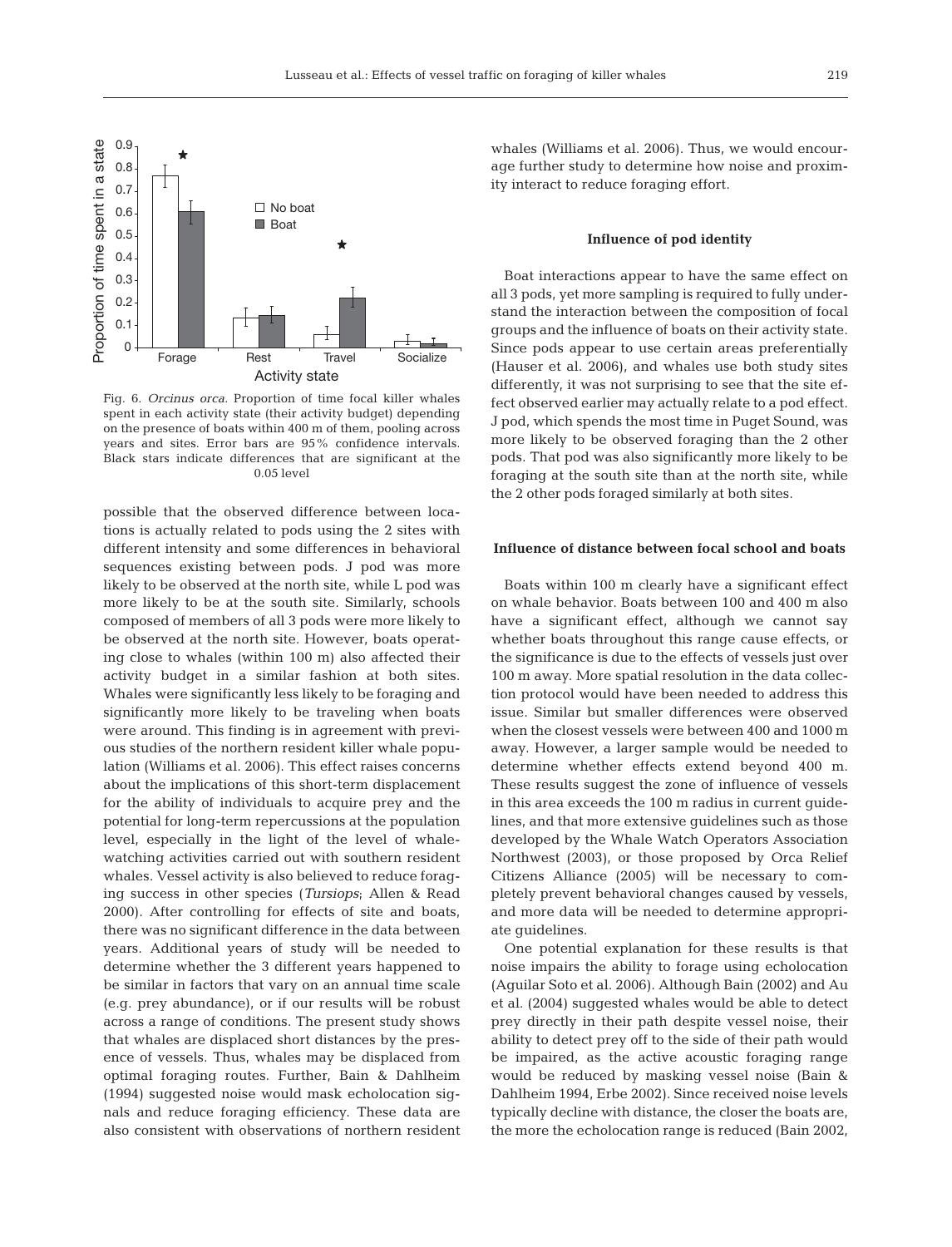Fig. 6. *Orcinus orca*. Proportion of time focal killer whales spent in each activity state (their activity budget) depending on the presence of boats within 400 m of them, pooling across years and sites. Error bars are 95% confidence intervals. Black stars indicate differences that are significant at the 0.05 level

possible that the observed difference between locations is actually related to pods using the 2 sites with different intensity and some differences in behavioral sequences existing between pods. J pod was more likely to be observed at the north site, while L pod was more likely to be at the south site. Similarly, schools composed of members of all 3 pods were more likely to be observed at the north site. However, boats operating close to whales (within 100 m) also affected their activity budget in a similar fashion at both sites. Whales were significantly less likely to be foraging and significantly more likely to be traveling when boats were around. This finding is in agreement with previous studies of the northern resident killer whale population (Williams et al. 2006). This effect raises concerns about the implications of this short-term displacement for the ability of individuals to acquire prey and the potential for long-term repercussions at the population level, especially in the light of the level of whale-watching activities carried out with southern resident whales. Vessel activity is also believed to reduce foraging success in other species (*Tursiops*; Allen & Read 2000). After controlling for effects of site and boats, there was no significant difference in the data between years. Additional years of study will be needed to determine whether the 3 different years happened to be similar in factors that vary on an annual time scale (e.g. prey abundance), or if our results will be robust across a range of conditions. The present study shows that whales are displaced short distances by the presence of vessels. Thus, whales may be displaced from optimal foraging routes. Further, Bain & Dahlheim (1994) suggested noise would mask echolocation signals and reduce foraging efficiency. These data are also consistent with observations of northern resident whales (Williams et al. 2006). Thus, we would encourage further study to determine how noise and proximity interact to reduce foraging effort.

### Influence of pod identity

Boat interactions appear to have the same effect on all 3 pods, yet more sampling is required to fully understand the interaction between the composition of focal groups and the influence of boats on their activity state. Since pods appear to use certain areas preferentially (Hauser et al. 2006), and whales use both study sites differently, it was not surprising to see that the site effect observed earlier may actually relate to a pod effect. J pod, which spends the most time in Puget Sound, was more likely to be observed foraging than the 2 other pods. That pod was also significantly more likely to be foraging at the south site than at the north site, while the 2 other pods foraged similarly at both sites.

### Influence of distance between focal school and boats

Boats within 100 m clearly have a significant effect on whale behavior. Boats between 100 and 400 m also have a significant effect, although we cannot say whether boats throughout this range cause effects, or the significance is due to the effects of vessels just over 100 m away. More spatial resolution in the data collection protocol would have been needed to address this issue. Similar but smaller differences were observed when the closest vessels were between 400 and 1000 m away. However, a larger sample would be needed to determine whether effects extend beyond 400 m. These results suggest the zone of influence of vessels in this area exceeds the 100 m radius in current guidelines, and that more extensive guidelines such as those developed by the Whale Watch Operators Association Northwest (2003), or those proposed by Orca Relief Citizens Alliance (2005) will be necessary to completely prevent behavioral changes caused by vessels, and more data will be needed to determine appropriate guidelines.

One potential explanation for these results is that noise impairs the ability to forage using echolocation (Aguilar Soto et al. 2006). Although Bain (2002) and Au et al. (2004) suggested whales would be able to detect prey directly in their path despite vessel noise, their ability to detect prey off to the side of their path would be impaired, as the active acoustic foraging range would be reduced by masking vessel noise (Bain & Dahlheim 1994, Erbe 2002). Since received noise levels typically decline with distance, the closer the boats are, the more the echolocation range is reduced (Bain 2002,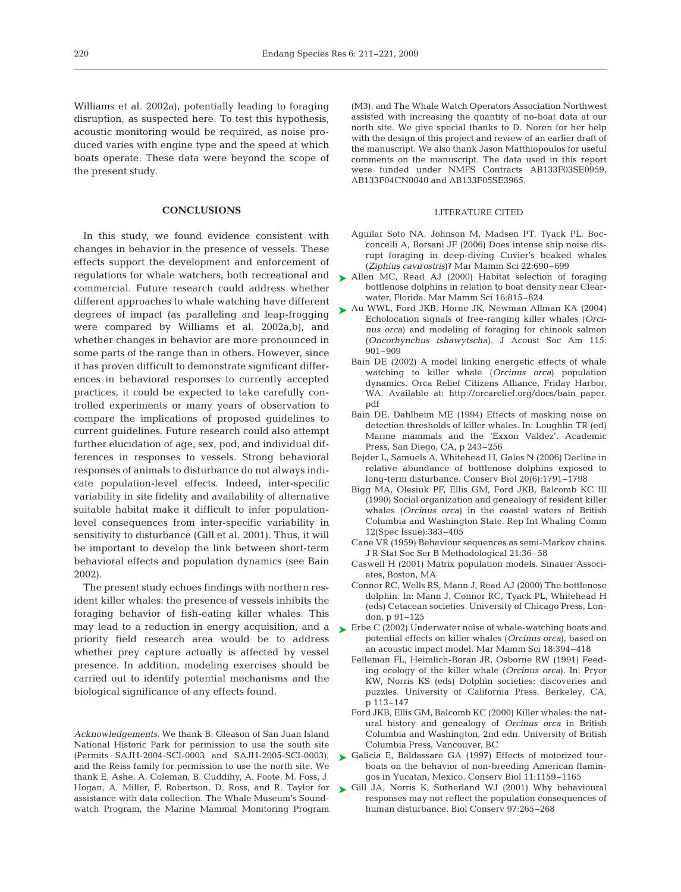Williams et al. 2002a), potentially leading to foraging disruption, as suspected here. To test this hypothesis, acoustic monitoring would be required, as noise produced varies with engine type and the speed at which boats operate. These data were beyond the scope of the present study.

## CONCLUSIONS

In this study, we found evidence consistent with changes in behavior in the presence of vessels. These effects support the development and enforcement of regulations for whale watchers, both recreational and commercial. Future research could address whether different approaches to whale watching have different degrees of impact (as paralleling and leap-frogging were compared by Williams et al. 2002a,b), and whether changes in behavior are more pronounced in some parts of the range than in others. However, since it has proven difficult to demonstrate significant differences in behavioral responses to currently accepted practices, it could be expected to take carefully controlled experiments or many years of observation to compare the implications of proposed guidelines to current guidelines. Future research could also attempt further elucidation of age, sex, pod, and individual differences in responses to vessels. Strong behavioral responses of animals to disturbance do not always indicate population-level effects. Indeed, inter-specific variability in site fidelity and availability of alternative suitable habitat make it difficult to infer population-level consequences from inter-specific variability in sensitivity to disturbance (Gill et al. 2001). Thus, it will be important to develop the link between short-term behavioral effects and population dynamics (see Bain 2002).

The present study echoes findings with northern resident killer whales: the presence of vessels inhibits the foraging behavior of fish-eating killer whales. This may lead to a reduction in energy acquisition, and a priority field research area would be to address whether prey capture actually is affected by vessel presence. In addition, modeling exercises should be carried out to identify potential mechanisms and the biological significance of any effects found.

*Acknowledgements.* We thank B. Gleason of San Juan Island National Historic Park for permission to use the south site (Permits SAJH-2004-SCI-0003 and SAJH-2005-SCI-0003), and the Reiss family for permission to use the north site. We thank E. Ashe, A. Coleman, B. Cuddihy, A. Foote, M. Foss, J. Hogan, A. Miller, F. Robertson, D. Ross, and R. Taylor for assistance with data collection. The Whale Museum's Soundwatch Program, the Marine Mammal Monitoring Program (M3), and The Whale Watch Operators Association Northwest assisted with increasing the quantity of no-boat data at our north site. We give special thanks to D. Noren for her help with the design of this project and review of an earlier draft of the manuscript. We also thank Jason Matthiopoulos for useful comments on the manuscript. The data used in this report were funded under NMFS Contracts AB133F03SE0959, AB133F04CN0040 and AB133F05SE3965.

## LITERATURE CITED

- Aguilar Soto NA, Johnson M, Madsen PT, Tyack PL, Bocconcelli A, Borsani JF (2006) Does intense ship noise disrupt foraging in deep-diving Cuvier's beaked whales (*Ziphius cavirostris*)? Mar Mamm Sci 22:690–699
- Allen MC, Read AJ (2000) Habitat selection of foraging bottlenose dolphins in relation to boat density near Clearwater, Florida. Mar Mamm Sci 16:815–824
- Au WWL, Ford JKB, Horne JK, Newman Allman KA (2004) Echolocation signals of free-ranging killer whales (*Orcinus orca*) and modeling of foraging for chinook salmon (*Oncorhynchus tshawytscha*). J Acoust Soc Am 115: 901–909
- Bain DE (2002) A model linking energetic effects of whale watching to killer whale (*Orcinus orca*) population dynamics. Orca Relief Citizens Alliance, Friday Harbor, WA. Available at: http://orcarelief.org/docs/bain_paper.pdf
- Bain DE, Dahlheim ME (1994) Effects of masking noise on detection thresholds of killer whales. In: Loughlin TR (ed) Marine mammals and the 'Exxon Valdez'. Academic Press, San Diego, CA, p 243–256
- Bejder L, Samuels A, Whitehead H, Gales N (2006) Decline in relative abundance of bottlenose dolphins exposed to long-term disturbance. Conserv Biol 20(6):1791–1798
- Bigg MA, Olesiuk PF, Ellis GM, Ford JKB, Balcomb KC III (1990) Social organization and genealogy of resident killer whales (*Orcinus orca*) in the coastal waters of British Columbia and Washington State. Rep Int Whaling Comm 12(Spec Issue):383–405
- Cane VR (1959) Behaviour sequences as semi-Markov chains. J R Stat Soc Ser B Methodological 21:36–58
- Caswell H (2001) Matrix population models. Sinauer Associates, Boston, MA
- Connor RC, Wells RS, Mann J, Read AJ (2000) The bottlenose dolphin. In: Mann J, Connor RC, Tyack PL, Whitehead H (eds) Cetacean societies. University of Chicago Press, London, p 91–125
- Erbe C (2002) Underwater noise of whale-watching boats and potential effects on killer whales (*Orcinus orca*), based on an acoustic impact model. Mar Mamm Sci 18:394–418
- Felleman FL, Heimlich-Boran JR, Osborne RW (1991) Feeding ecology of the killer whale (*Orcinus orca*). In: Pryor KW, Norris KS (eds) Dolphin societies: discoveries and puzzles. University of California Press, Berkeley, CA, p 113–147
- Ford JKB, Ellis GM, Balcomb KC (2000) Killer whales: the natural history and genealogy of *Orcinus orca* in British Columbia and Washington, 2nd edn. University of British Columbia Press, Vancouver, BC
- Galicia E, Baldassare GA (1997) Effects of motorized tourboats on the behavior of non-breeding American flamingos in Yucatan, Mexico. Conserv Biol 11:1159–1165
- Gill JA, Norris K, Sutherland WJ (2001) Why behavioural responses may not reflect the population consequences of human disturbance. Biol Conserv 97:265–268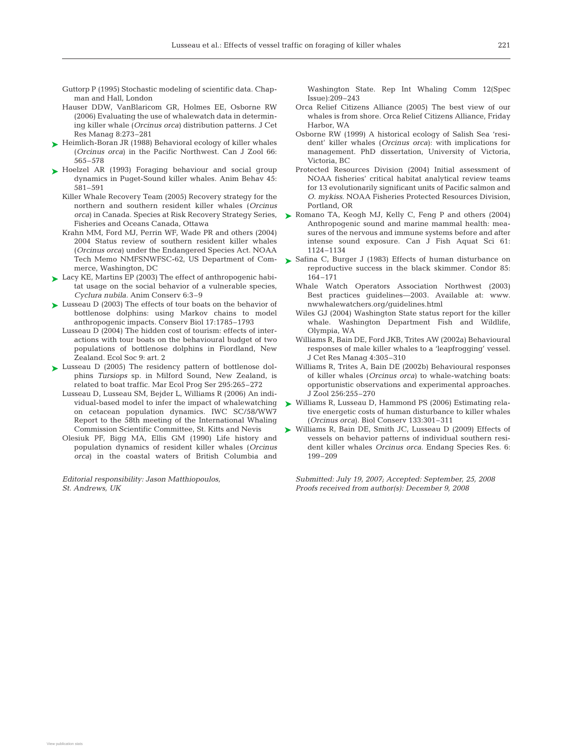Guttorp P (1995) Stochastic modeling of scientific data. Chapman and Hall, London

Hauser DDW, VanBlaricom GR, Holmes EE, Osborne RW (2006) Evaluating the use of whalewatch data in determining killer whale (*Orcinus orca*) distribution patterns. J Cet Res Manag 8:273–281

Heimlich-Boran JR (1988) Behavioral ecology of killer whales (*Orcinus orca*) in the Pacific Northwest. Can J Zool 66: 565–578

Hoelzel AR (1993) Foraging behaviour and social group dynamics in Puget-Sound killer whales. Anim Behav 45: 581–591

Killer Whale Recovery Team (2005) Recovery strategy for the northern and southern resident killer whales (*Orcinus orca*) in Canada. Species at Risk Recovery Strategy Series, Fisheries and Oceans Canada, Ottawa

Krahn MM, Ford MJ, Perrin WF, Wade PR and others (2004) 2004 Status review of southern resident killer whales (*Orcinus orca*) under the Endangered Species Act. NOAA Tech Memo NMFSNWFSC-62, US Department of Commerce, Washington, DC

Lacy KE, Martins EP (2003) The effect of anthropogenic habitat usage on the social behavior of a vulnerable species, *Cyclura nubila*. Anim Conserv 6:3–9

Lusseau D (2003) The effects of tour boats on the behavior of bottlenose dolphins: using Markov chains to model anthropogenic impacts. Conserv Biol 17:1785–1793

Lusseau D (2004) The hidden cost of tourism: effects of interactions with tour boats on the behavioural budget of two populations of bottlenose dolphins in Fiordland, New Zealand. Ecol Soc 9: art. 2

Lusseau D (2005) The residency pattern of bottlenose dolphins *Tursiops* sp. in Milford Sound, New Zealand, is related to boat traffic. Mar Ecol Prog Ser 295:265–272

Lusseau D, Lusseau SM, Bejder L, Williams R (2006) An individual-based model to infer the impact of whalewatching on cetacean population dynamics. IWC SC/58/WW7 Report to the 58th meeting of the International Whaling Commission Scientific Committee, St. Kitts and Nevis

Olesiuk PF, Bigg MA, Ellis GM (1990) Life history and population dynamics of resident killer whales (*Orcinus orca*) in the coastal waters of British Columbia and Washington State. Rep Int Whaling Comm 12(Spec Issue):209–243

Orca Relief Citizens Alliance (2005) The best view of our whales is from shore. Orca Relief Citizens Alliance, Friday Harbor, WA

Osborne RW (1999) A historical ecology of Salish Sea 'resident' killer whales (*Orcinus orca*): with implications for management. PhD dissertation, University of Victoria, Victoria, BC

Protected Resources Division (2004) Initial assessment of NOAA fisheries' critical habitat analytical review teams for 13 evolutionarily significant units of Pacific salmon and *O. mykiss*. NOAA Fisheries Protected Resources Division, Portland, OR

Romano TA, Keogh MJ, Kelly C, Feng P and others (2004) Anthropogenic sound and marine mammal health: measures of the nervous and immune systems before and after intense sound exposure. Can J Fish Aquat Sci 61: 1124–1134

Safina C, Burger J (1983) Effects of human disturbance on reproductive success in the black skimmer. Condor 85: 164–171

Whale Watch Operators Association Northwest (2003) Best practices guidelines—2003. Available at: www.nwwhalewatchers.org/guidelines.html

Wiles GJ (2004) Washington State status report for the killer whale. Washington Department Fish and Wildlife, Olympia, WA

Williams R, Bain DE, Ford JKB, Trites AW (2002a) Behavioural responses of male killer whales to a 'leapfrogging' vessel. J Cet Res Manag 4:305–310

Williams R, Trites A, Bain DE (2002b) Behavioural responses of killer whales (*Orcinus orca*) to whale-watching boats: opportunistic observations and experimental approaches. J Zool 256:255–270

Williams R, Lusseau D, Hammond PS (2006) Estimating relative energetic costs of human disturbance to killer whales (*Orcinus orca*). Biol Conserv 133:301–311

Williams R, Bain DE, Smith JC, Lusseau D (2009) Effects of vessels on behavior patterns of individual southern resident killer whales *Orcinus orca*. Endang Species Res. 6: 199–209

*Editorial responsibility: Jason Matthiopoulos, St. Andrews, UK*

*Submitted: July 19, 2007; Accepted: September, 25, 2008*
*Proofs received from author(s): December 9, 2008*